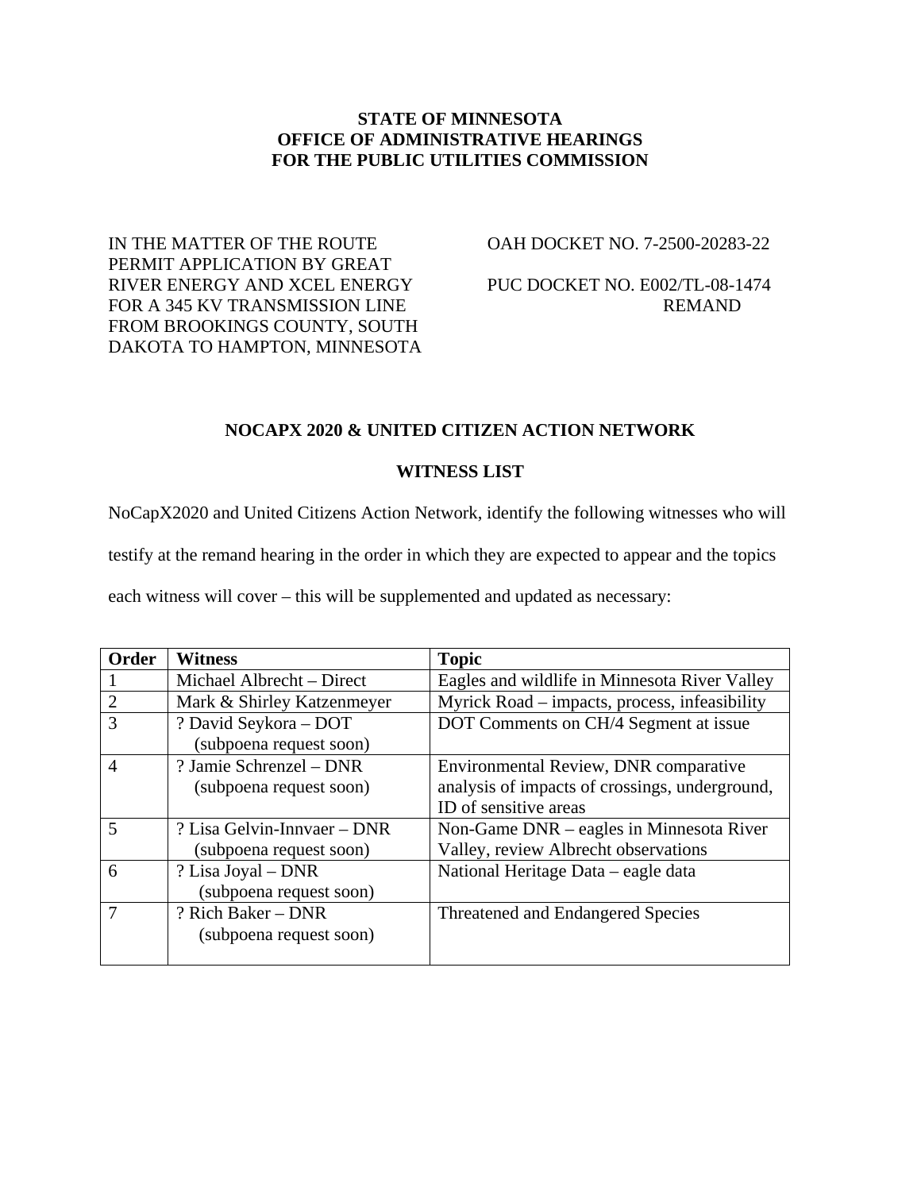**STATE OF MINNESOTA**
**OFFICE OF ADMINISTRATIVE HEARINGS**
**FOR THE PUBLIC UTILITIES COMMISSION**

IN THE MATTER OF THE ROUTE PERMIT APPLICATION BY GREAT RIVER ENERGY AND XCEL ENERGY FOR A 345 KV TRANSMISSION LINE FROM BROOKINGS COUNTY, SOUTH DAKOTA TO HAMPTON, MINNESOTA

OAH DOCKET NO. 7-2500-20283-22

PUC DOCKET NO. E002/TL-08-1474
REMAND

**NOCAPX 2020 & UNITED CITIZEN ACTION NETWORK**

**WITNESS LIST**

NoCapX2020 and United Citizens Action Network, identify the following witnesses who will testify at the remand hearing in the order in which they are expected to appear and the topics each witness will cover – this will be supplemented and updated as necessary:

| Order | Witness | Topic |
|---|---|---|
| 1 | Michael Albrecht – Direct | Eagles and wildlife in Minnesota River Valley |
| 2 | Mark & Shirley Katzenmeyer | Myrick Road – impacts, process, infeasibility |
| 3 | ? David Seykora – DOT (subpoena request soon) | DOT Comments on CH/4 Segment at issue |
| 4 | ? Jamie Schrenzel – DNR (subpoena request soon) | Environmental Review, DNR comparative analysis of impacts of crossings, underground, ID of sensitive areas |
| 5 | ? Lisa Gelvin-Innvaer – DNR (subpoena request soon) | Non-Game DNR – eagles in Minnesota River Valley, review Albrecht observations |
| 6 | ? Lisa Joyal – DNR (subpoena request soon) | National Heritage Data – eagle data |
| 7 | ? Rich Baker – DNR (subpoena request soon) | Threatened and Endangered Species |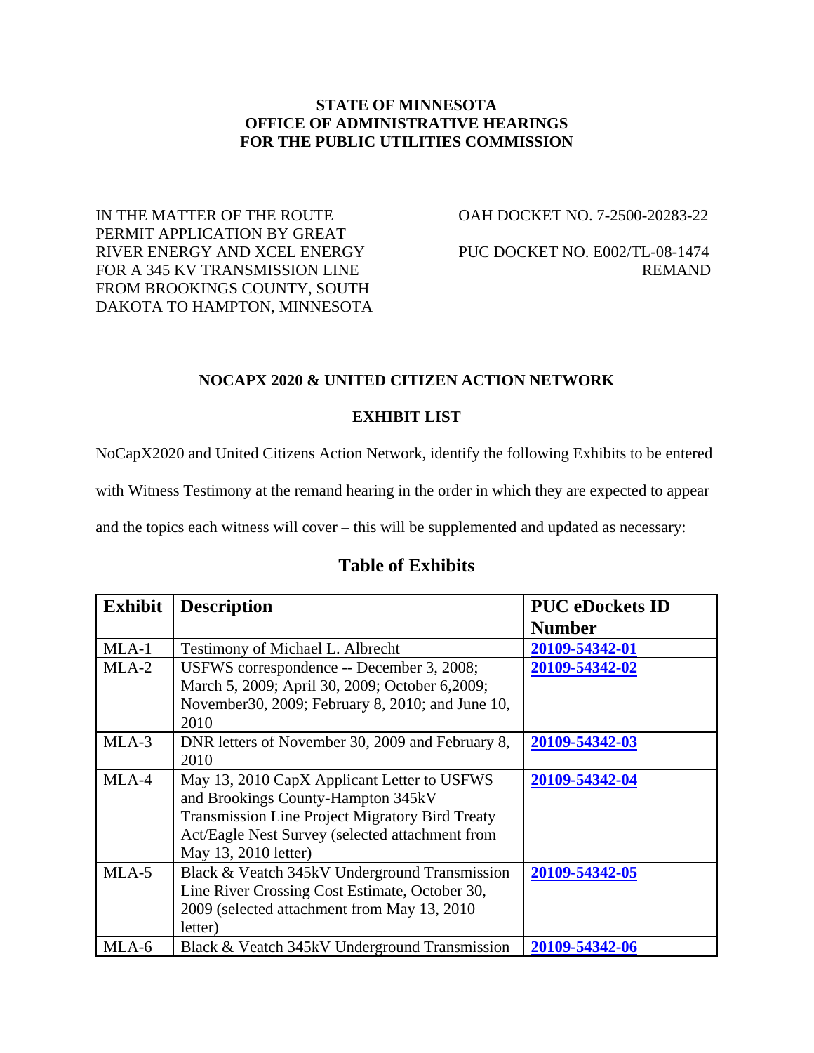**STATE OF MINNESOTA**
**OFFICE OF ADMINISTRATIVE HEARINGS**
**FOR THE PUBLIC UTILITIES COMMISSION**

IN THE MATTER OF THE ROUTE PERMIT APPLICATION BY GREAT RIVER ENERGY AND XCEL ENERGY FOR A 345 KV TRANSMISSION LINE FROM BROOKINGS COUNTY, SOUTH DAKOTA TO HAMPTON, MINNESOTA

OAH DOCKET NO. 7-2500-20283-22

PUC DOCKET NO. E002/TL-08-1474
REMAND

**NOCAPX 2020 & UNITED CITIZEN ACTION NETWORK**

**EXHIBIT LIST**

NoCapX2020 and United Citizens Action Network, identify the following Exhibits to be entered with Witness Testimony at the remand hearing in the order in which they are expected to appear and the topics each witness will cover – this will be supplemented and updated as necessary:

## Table of Exhibits

| Exhibit | Description | PUC eDockets ID Number |
|---|---|---|
| MLA-1 | Testimony of Michael L. Albrecht | 20109-54342-01 |
| MLA-2 | USFWS correspondence -- December 3, 2008; March 5, 2009; April 30, 2009; October 6,2009; November30, 2009; February 8, 2010; and June 10, 2010 | 20109-54342-02 |
| MLA-3 | DNR letters of November 30, 2009 and February 8, 2010 | 20109-54342-03 |
| MLA-4 | May 13, 2010 CapX Applicant Letter to USFWS and Brookings County-Hampton 345kV Transmission Line Project Migratory Bird Treaty Act/Eagle Nest Survey (selected attachment from May 13, 2010 letter) | 20109-54342-04 |
| MLA-5 | Black & Veatch 345kV Underground Transmission Line River Crossing Cost Estimate, October 30, 2009 (selected attachment from May 13, 2010 letter) | 20109-54342-05 |
| MLA-6 | Black & Veatch 345kV Underground Transmission | 20109-54342-06 |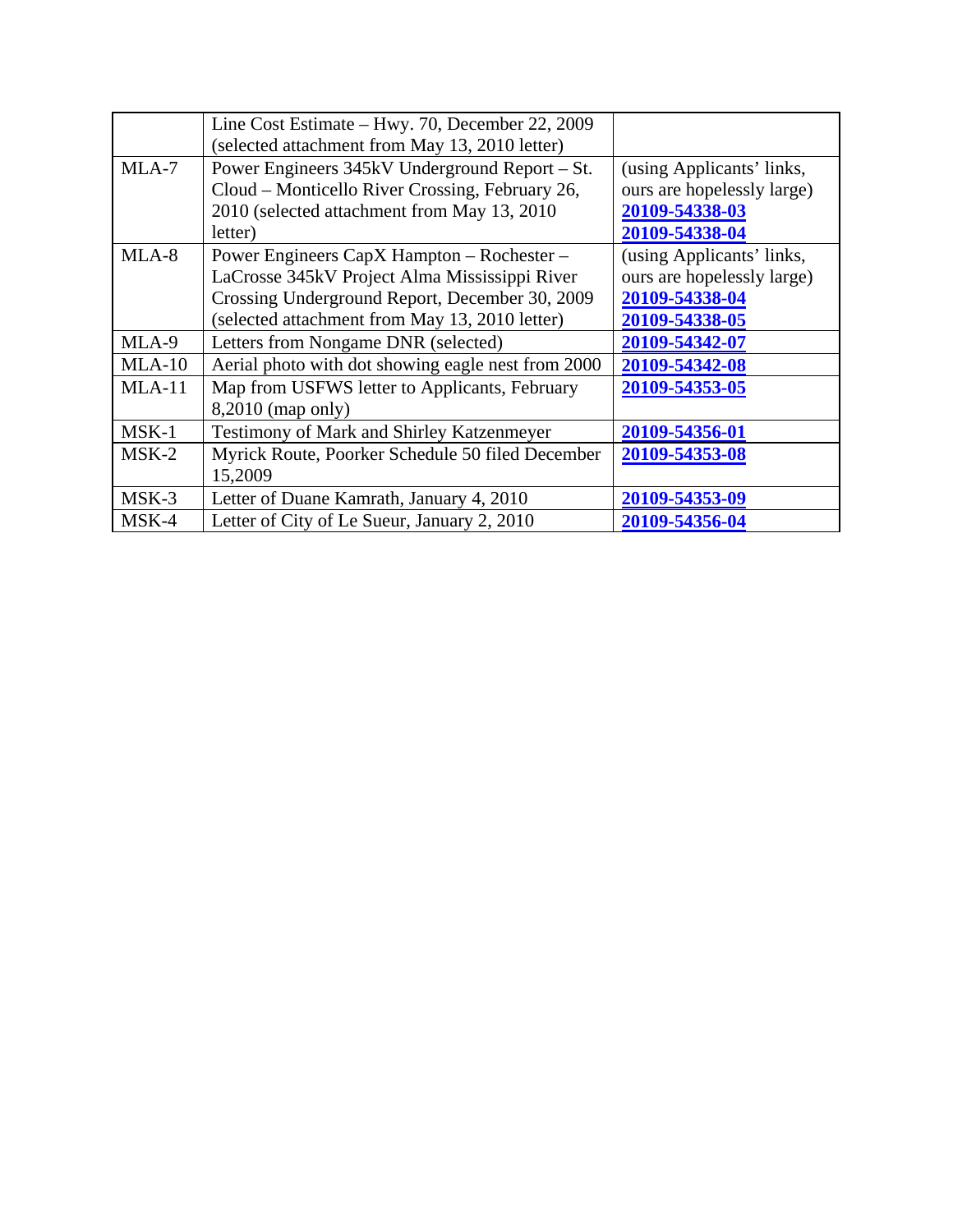| | | |
|---|---|---|
| | Line Cost Estimate – Hwy. 70, December 22, 2009 (selected attachment from May 13, 2010 letter) | |
| MLA-7 | Power Engineers 345kV Underground Report – St. Cloud – Monticello River Crossing, February 26, 2010 (selected attachment from May 13, 2010 letter) | (using Applicants' links, ours are hopelessly large) **20109-54338-03** **20109-54338-04** |
| MLA-8 | Power Engineers CapX Hampton – Rochester – LaCrosse 345kV Project Alma Mississippi River Crossing Underground Report, December 30, 2009 (selected attachment from May 13, 2010 letter) | (using Applicants' links, ours are hopelessly large) **20109-54338-04** **20109-54338-05** |
| MLA-9 | Letters from Nongame DNR (selected) | **20109-54342-07** |
| MLA-10 | Aerial photo with dot showing eagle nest from 2000 | **20109-54342-08** |
| MLA-11 | Map from USFWS letter to Applicants, February 8,2010 (map only) | **20109-54353-05** |
| MSK-1 | Testimony of Mark and Shirley Katzenmeyer | **20109-54356-01** |
| MSK-2 | Myrick Route, Poorker Schedule 50 filed December 15,2009 | **20109-54353-08** |
| MSK-3 | Letter of Duane Kamrath, January 4, 2010 | **20109-54353-09** |
| MSK-4 | Letter of City of Le Sueur, January 2, 2010 | **20109-54356-04** |